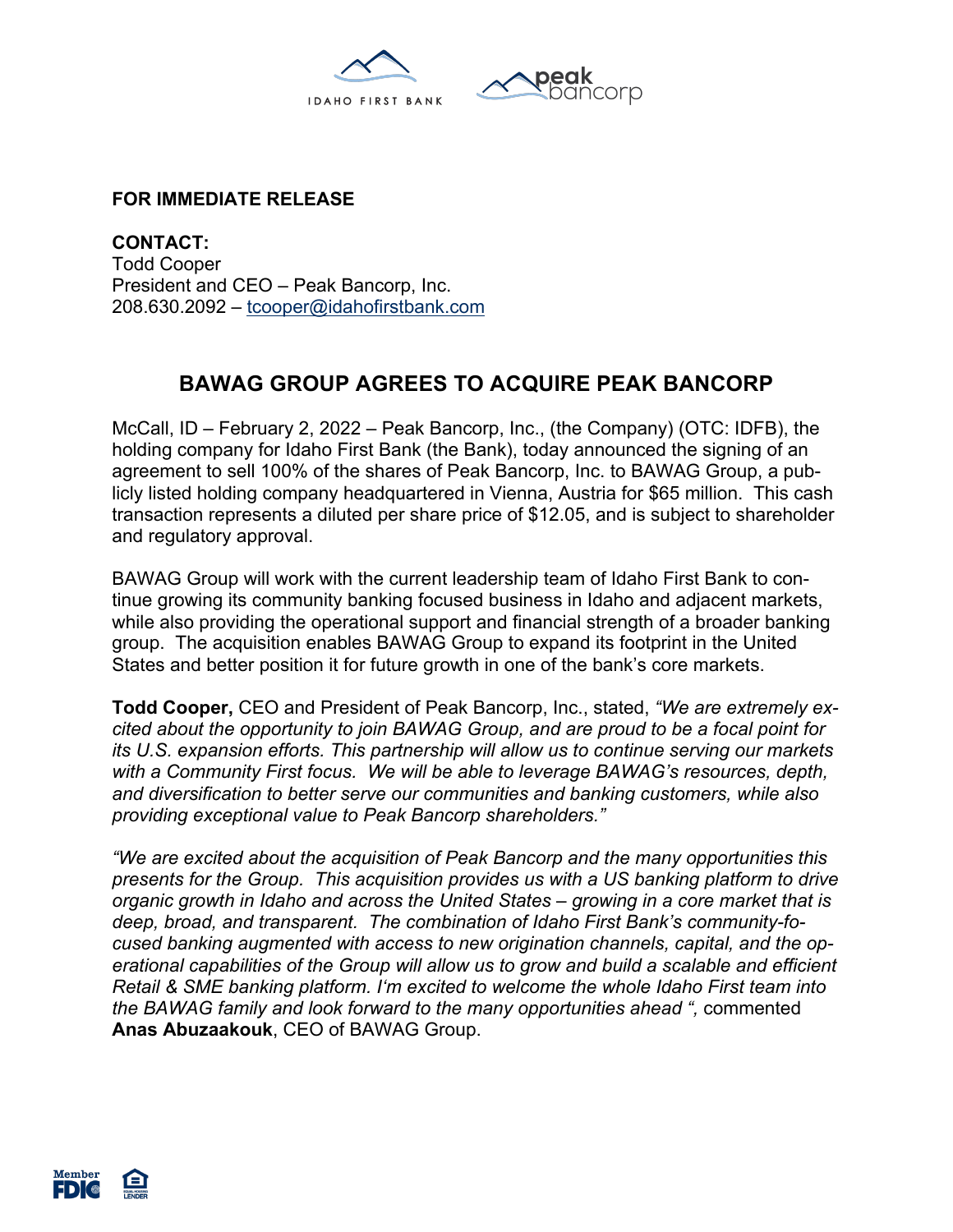**FOR IMMEDIATE RELEASE**

**CONTACT:**
Todd Cooper
President and CEO – Peak Bancorp, Inc.
208.630.2092 – tcooper@idahofirstbank.com

# BAWAG GROUP AGREES TO ACQUIRE PEAK BANCORP

McCall, ID – February 2, 2022 – Peak Bancorp, Inc., (the Company) (OTC: IDFB), the holding company for Idaho First Bank (the Bank), today announced the signing of an agreement to sell 100% of the shares of Peak Bancorp, Inc. to BAWAG Group, a publicly listed holding company headquartered in Vienna, Austria for $65 million. This cash transaction represents a diluted per share price of $12.05, and is subject to shareholder and regulatory approval.

BAWAG Group will work with the current leadership team of Idaho First Bank to continue growing its community banking focused business in Idaho and adjacent markets, while also providing the operational support and financial strength of a broader banking group. The acquisition enables BAWAG Group to expand its footprint in the United States and better position it for future growth in one of the bank's core markets.

**Todd Cooper,** CEO and President of Peak Bancorp, Inc., stated, *"We are extremely excited about the opportunity to join BAWAG Group, and are proud to be a focal point for its U.S. expansion efforts. This partnership will allow us to continue serving our markets with a Community First focus. We will be able to leverage BAWAG's resources, depth, and diversification to better serve our communities and banking customers, while also providing exceptional value to Peak Bancorp shareholders."*

*"We are excited about the acquisition of Peak Bancorp and the many opportunities this presents for the Group. This acquisition provides us with a US banking platform to drive organic growth in Idaho and across the United States – growing in a core market that is deep, broad, and transparent. The combination of Idaho First Bank's community-focused banking augmented with access to new origination channels, capital, and the operational capabilities of the Group will allow us to grow and build a scalable and efficient Retail & SME banking platform. I'm excited to welcome the whole Idaho First team into the BAWAG family and look forward to the many opportunities ahead ",* commented **Anas Abuzaakouk**, CEO of BAWAG Group.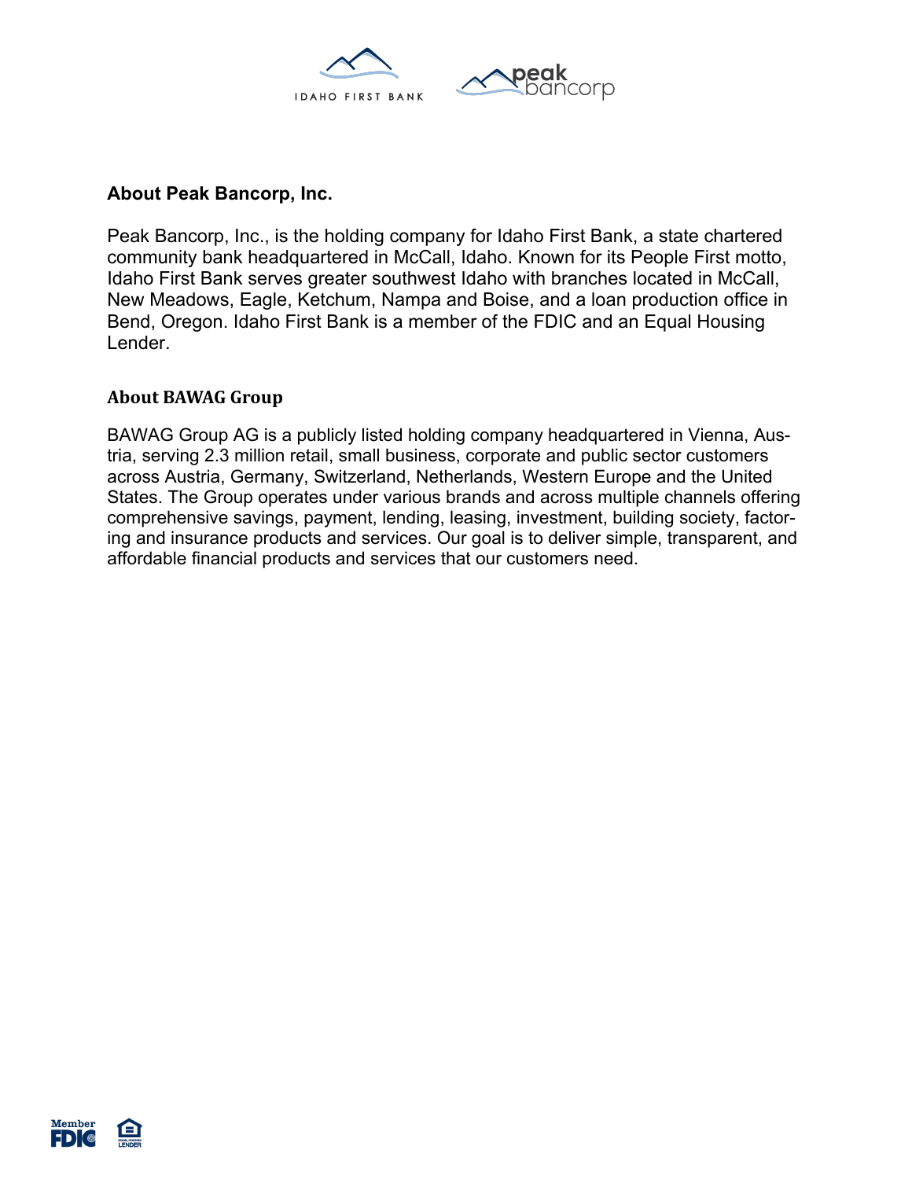## About Peak Bancorp, Inc.

Peak Bancorp, Inc., is the holding company for Idaho First Bank, a state chartered community bank headquartered in McCall, Idaho. Known for its People First motto, Idaho First Bank serves greater southwest Idaho with branches located in McCall, New Meadows, Eagle, Ketchum, Nampa and Boise, and a loan production office in Bend, Oregon. Idaho First Bank is a member of the FDIC and an Equal Housing Lender.

## About BAWAG Group

BAWAG Group AG is a publicly listed holding company headquartered in Vienna, Austria, serving 2.3 million retail, small business, corporate and public sector customers across Austria, Germany, Switzerland, Netherlands, Western Europe and the United States. The Group operates under various brands and across multiple channels offering comprehensive savings, payment, lending, leasing, investment, building society, factoring and insurance products and services. Our goal is to deliver simple, transparent, and affordable financial products and services that our customers need.